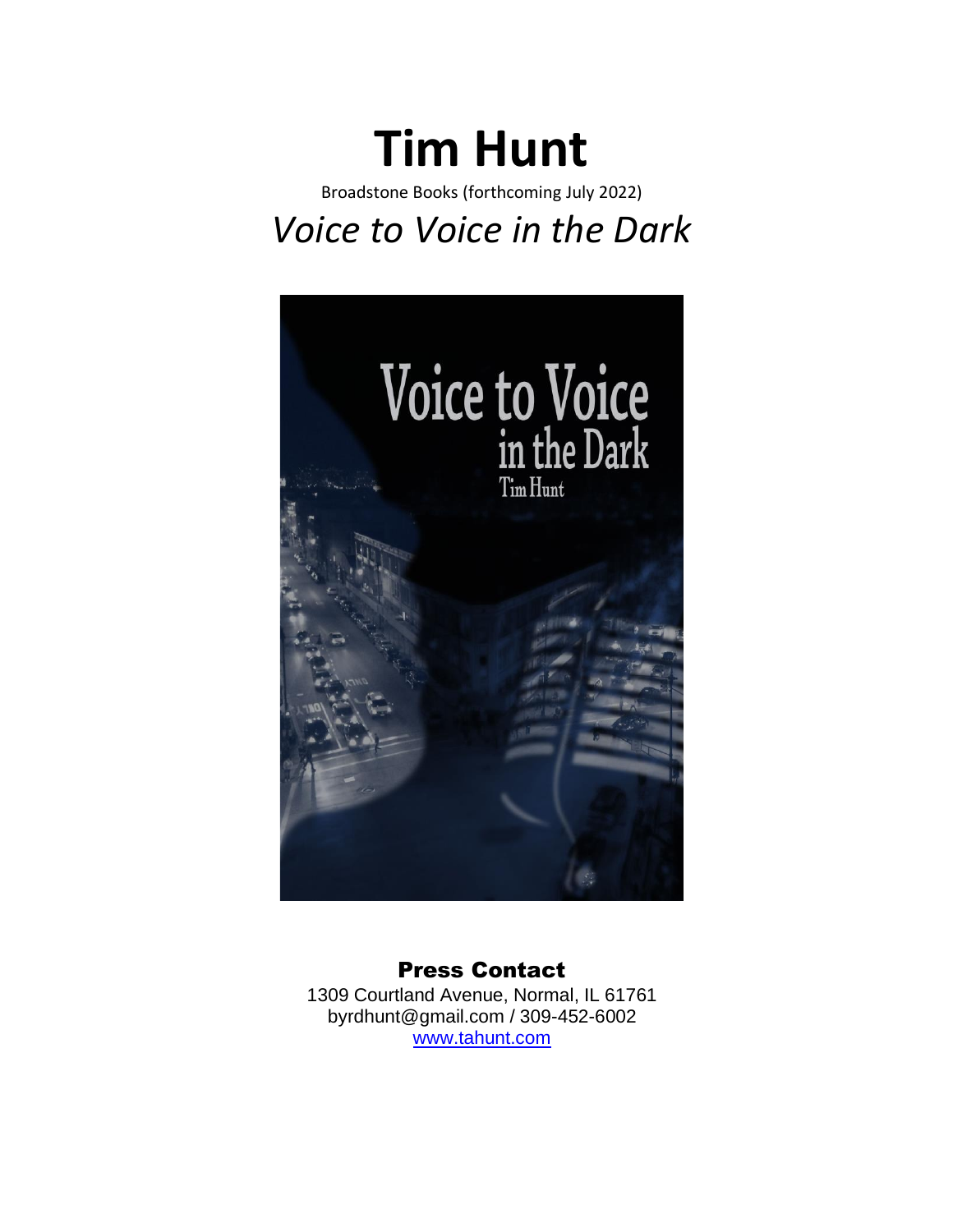# Tim Hunt

Broadstone Books (forthcoming July 2022)

## *Voice to Voice in the Dark*

### Press Contact

1309 Courtland Avenue, Normal, IL 61761
byrdhunt@gmail.com / 309-452-6002
www.tahunt.com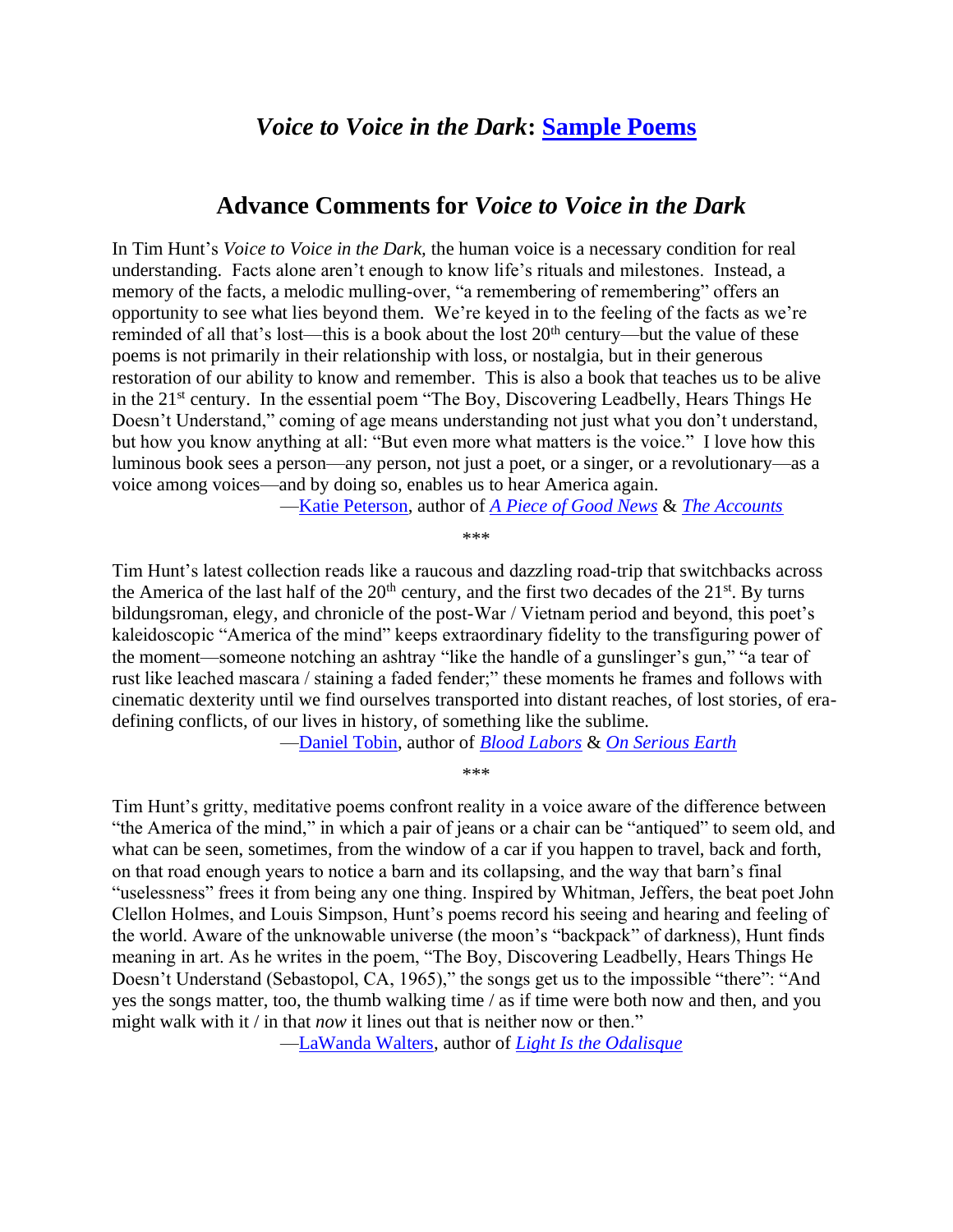## *Voice to Voice in the Dark*: Sample Poems

## Advance Comments for *Voice to Voice in the Dark*

In Tim Hunt's *Voice to Voice in the Dark*, the human voice is a necessary condition for real understanding. Facts alone aren't enough to know life's rituals and milestones. Instead, a memory of the facts, a melodic mulling-over, "a remembering of remembering" offers an opportunity to see what lies beyond them. We're keyed in to the feeling of the facts as we're reminded of all that's lost—this is a book about the lost 20th century—but the value of these poems is not primarily in their relationship with loss, or nostalgia, but in their generous restoration of our ability to know and remember. This is also a book that teaches us to be alive in the 21st century. In the essential poem "The Boy, Discovering Leadbelly, Hears Things He Doesn't Understand," coming of age means understanding not just what you don't understand, but how you know anything at all: "But even more what matters is the voice." I love how this luminous book sees a person—any person, not just a poet, or a singer, or a revolutionary—as a voice among voices—and by doing so, enables us to hear America again.

—Katie Peterson, author of *A Piece of Good News* & *The Accounts*

\*\*\*

Tim Hunt's latest collection reads like a raucous and dazzling road-trip that switchbacks across the America of the last half of the 20th century, and the first two decades of the 21st. By turns bildungsroman, elegy, and chronicle of the post-War / Vietnam period and beyond, this poet's kaleidoscopic "America of the mind" keeps extraordinary fidelity to the transfiguring power of the moment—someone notching an ashtray "like the handle of a gunslinger's gun," "a tear of rust like leached mascara / staining a faded fender;" these moments he frames and follows with cinematic dexterity until we find ourselves transported into distant reaches, of lost stories, of era-defining conflicts, of our lives in history, of something like the sublime.

—Daniel Tobin, author of *Blood Labors* & *On Serious Earth*

\*\*\*

Tim Hunt's gritty, meditative poems confront reality in a voice aware of the difference between "the America of the mind," in which a pair of jeans or a chair can be "antiqued" to seem old, and what can be seen, sometimes, from the window of a car if you happen to travel, back and forth, on that road enough years to notice a barn and its collapsing, and the way that barn's final "uselessness" frees it from being any one thing. Inspired by Whitman, Jeffers, the beat poet John Clellon Holmes, and Louis Simpson, Hunt's poems record his seeing and hearing and feeling of the world. Aware of the unknowable universe (the moon's "backpack" of darkness), Hunt finds meaning in art. As he writes in the poem, "The Boy, Discovering Leadbelly, Hears Things He Doesn't Understand (Sebastopol, CA, 1965)," the songs get us to the impossible "there": "And yes the songs matter, too, the thumb walking time / as if time were both now and then, and you might walk with it / in that *now* it lines out that is neither now or then."

—LaWanda Walters, author of *Light Is the Odalisque*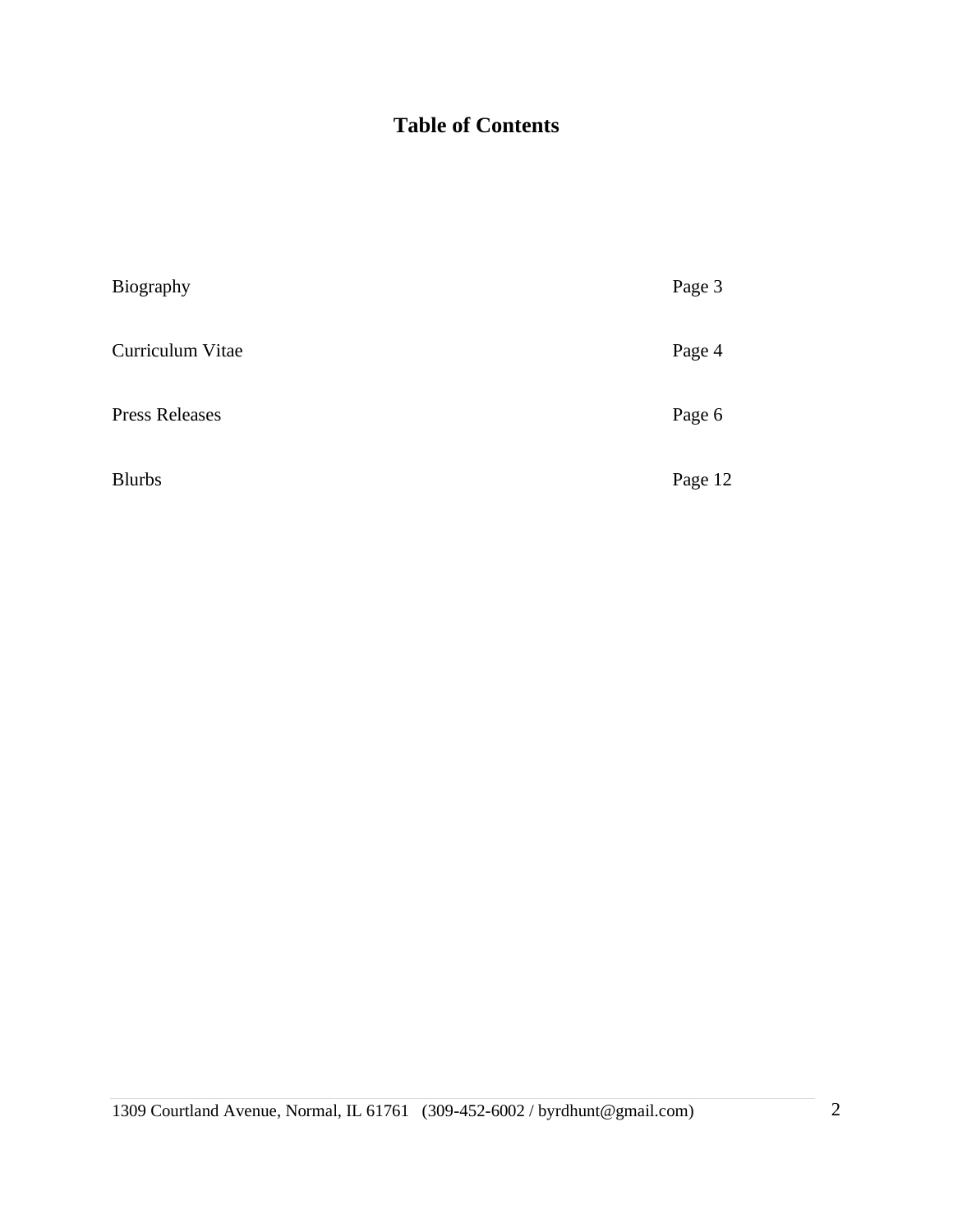# Table of Contents

| | |
|---|---|
| Biography | Page 3 |
| Curriculum Vitae | Page 4 |
| Press Releases | Page 6 |
| Blurbs | Page 12 |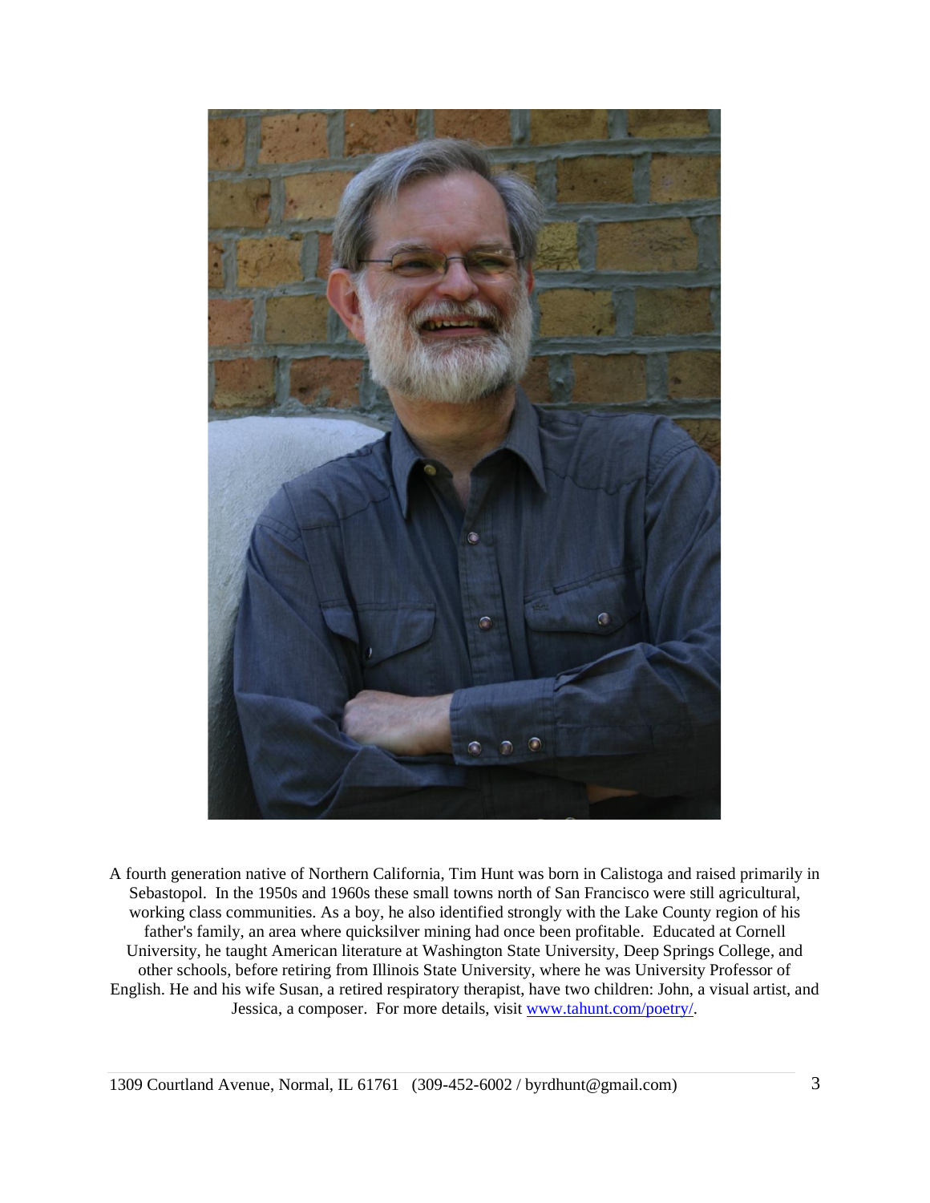A fourth generation native of Northern California, Tim Hunt was born in Calistoga and raised primarily in Sebastopol. In the 1950s and 1960s these small towns north of San Francisco were still agricultural, working class communities. As a boy, he also identified strongly with the Lake County region of his father's family, an area where quicksilver mining had once been profitable. Educated at Cornell University, he taught American literature at Washington State University, Deep Springs College, and other schools, before retiring from Illinois State University, where he was University Professor of English. He and his wife Susan, a retired respiratory therapist, have two children: John, a visual artist, and Jessica, a composer. For more details, visit [www.tahunt.com/poetry/](http://www.tahunt.com/poetry/).

1309 Courtland Avenue, Normal, IL 61761 (309-452-6002 / byrdhunt@gmail.com)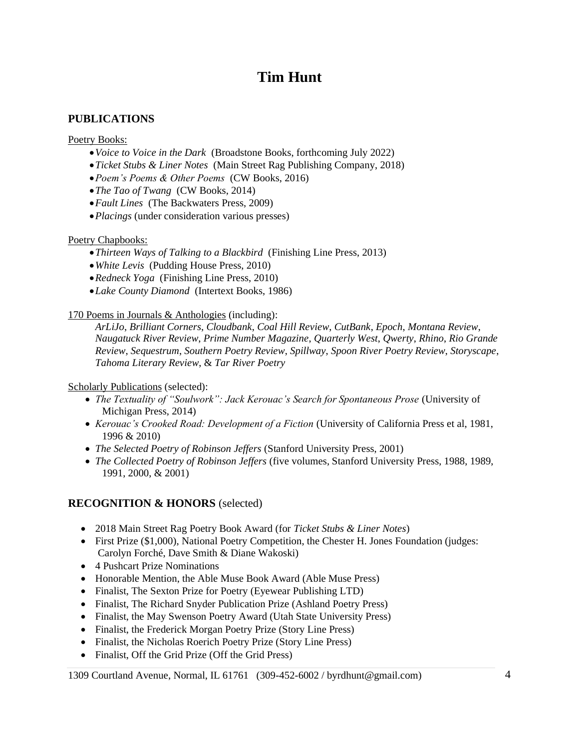# Tim Hunt

## PUBLICATIONS

Poetry Books:

- *Voice to Voice in the Dark* (Broadstone Books, forthcoming July 2022)
- *Ticket Stubs & Liner Notes* (Main Street Rag Publishing Company, 2018)
- *Poem's Poems & Other Poems* (CW Books, 2016)
- *The Tao of Twang* (CW Books, 2014)
- *Fault Lines* (The Backwaters Press, 2009)
- *Placings* (under consideration various presses)

Poetry Chapbooks:

- *Thirteen Ways of Talking to a Blackbird* (Finishing Line Press, 2013)
- *White Levis* (Pudding House Press, 2010)
- *Redneck Yoga* (Finishing Line Press, 2010)
- *Lake County Diamond* (Intertext Books, 1986)

170 Poems in Journals & Anthologies (including):

*ArLiJo*, *Brilliant Corners*, *Cloudbank*, *Coal Hill Review*, *CutBank*, *Epoch*, *Montana Review*, *Naugatuck River Review*, *Prime Number Magazine*, *Quarterly West*, *Qwerty*, *Rhino*, *Rio Grande Review*, *Sequestrum*, *Southern Poetry Review*, *Spillway*, *Spoon River Poetry Review*, *Storyscape*, *Tahoma Literary Review*, & *Tar River Poetry*

Scholarly Publications (selected):

- *The Textuality of "Soulwork": Jack Kerouac's Search for Spontaneous Prose* (University of Michigan Press, 2014)
- *Kerouac's Crooked Road: Development of a Fiction* (University of California Press et al, 1981, 1996 & 2010)
- *The Selected Poetry of Robinson Jeffers* (Stanford University Press, 2001)
- *The Collected Poetry of Robinson Jeffers* (five volumes, Stanford University Press, 1988, 1989, 1991, 2000, & 2001)

## RECOGNITION & HONORS (selected)

- 2018 Main Street Rag Poetry Book Award (for *Ticket Stubs & Liner Notes*)
- First Prize ($1,000), National Poetry Competition, the Chester H. Jones Foundation (judges: Carolyn Forché, Dave Smith & Diane Wakoski)
- 4 Pushcart Prize Nominations
- Honorable Mention, the Able Muse Book Award (Able Muse Press)
- Finalist, The Sexton Prize for Poetry (Eyewear Publishing LTD)
- Finalist, The Richard Snyder Publication Prize (Ashland Poetry Press)
- Finalist, the May Swenson Poetry Award (Utah State University Press)
- Finalist, the Frederick Morgan Poetry Prize (Story Line Press)
- Finalist, the Nicholas Roerich Poetry Prize (Story Line Press)
- Finalist, Off the Grid Prize (Off the Grid Press)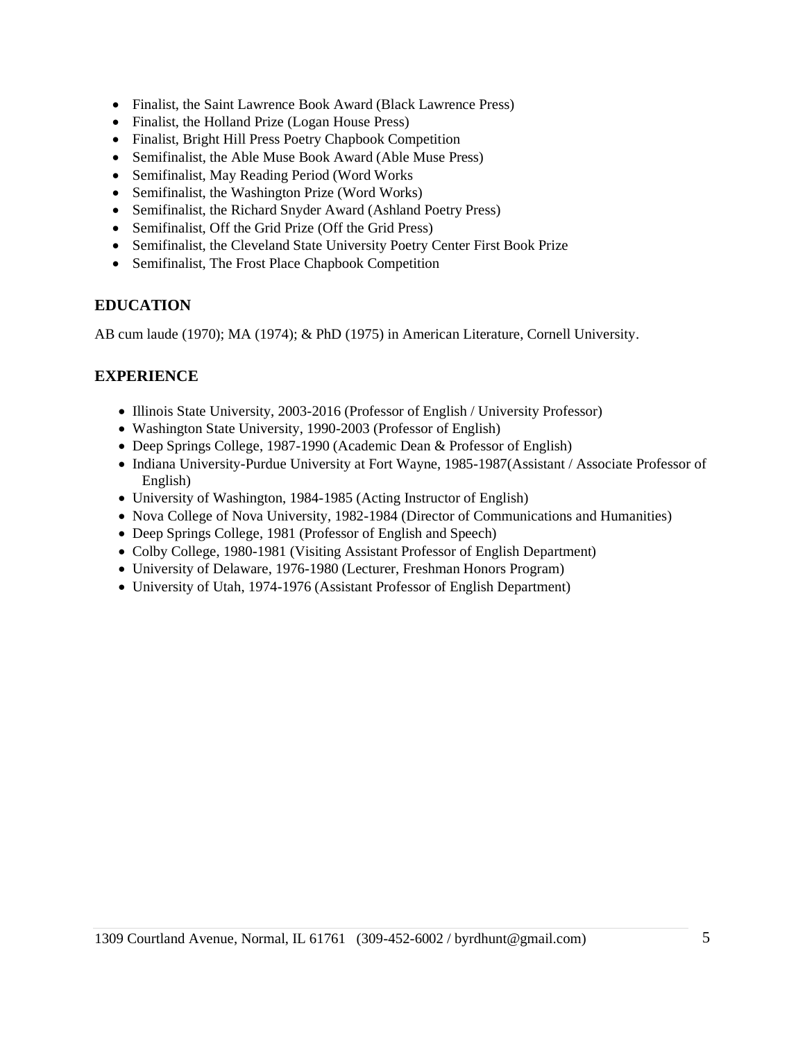- Finalist, the Saint Lawrence Book Award (Black Lawrence Press)
- Finalist, the Holland Prize (Logan House Press)
- Finalist, Bright Hill Press Poetry Chapbook Competition
- Semifinalist, the Able Muse Book Award (Able Muse Press)
- Semifinalist, May Reading Period (Word Works
- Semifinalist, the Washington Prize (Word Works)
- Semifinalist, the Richard Snyder Award (Ashland Poetry Press)
- Semifinalist, Off the Grid Prize (Off the Grid Press)
- Semifinalist, the Cleveland State University Poetry Center First Book Prize
- Semifinalist, The Frost Place Chapbook Competition

### EDUCATION

AB cum laude (1970); MA (1974); & PhD (1975) in American Literature, Cornell University.

### EXPERIIENCE

- Illinois State University, 2003-2016 (Professor of English / University Professor)
- Washington State University, 1990-2003 (Professor of English)
- Deep Springs College, 1987-1990 (Academic Dean & Professor of English)
- Indiana University-Purdue University at Fort Wayne, 1985-1987(Assistant / Associate Professor of English)
- University of Washington, 1984-1985 (Acting Instructor of English)
- Nova College of Nova University, 1982-1984 (Director of Communications and Humanities)
- Deep Springs College, 1981 (Professor of English and Speech)
- Colby College, 1980-1981 (Visiting Assistant Professor of English Department)
- University of Delaware, 1976-1980 (Lecturer, Freshman Honors Program)
- University of Utah, 1974-1976 (Assistant Professor of English Department)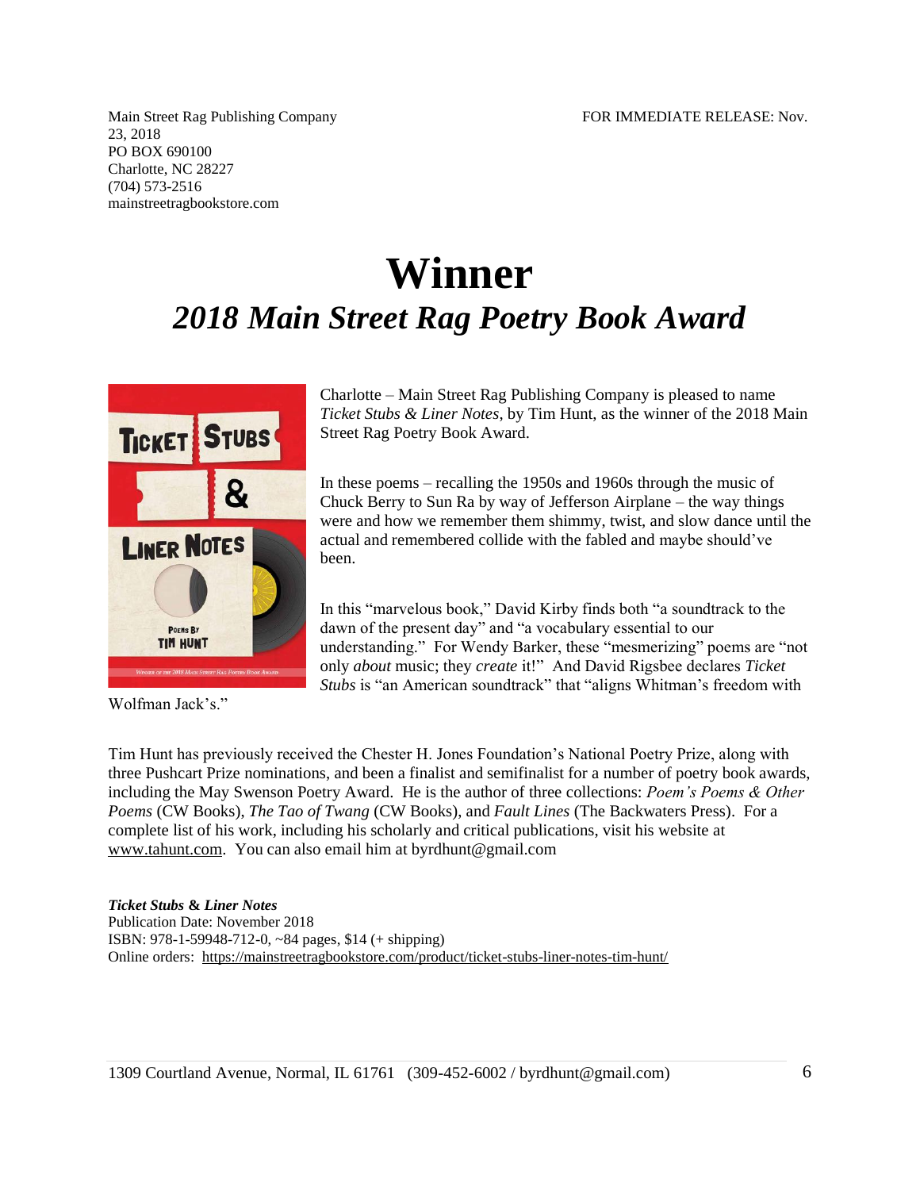Main Street Rag Publishing Company FOR IMMEDIATE RELEASE: Nov. 23, 2018
PO BOX 690100
Charlotte, NC 28227
(704) 573-2516
mainstreetragbookstore.com

# Winner

## *2018 Main Street Rag Poetry Book Award*

Charlotte – Main Street Rag Publishing Company is pleased to name *Ticket Stubs & Liner Notes*, by Tim Hunt, as the winner of the 2018 Main Street Rag Poetry Book Award.

In these poems – recalling the 1950s and 1960s through the music of Chuck Berry to Sun Ra by way of Jefferson Airplane – the way things were and how we remember them shimmy, twist, and slow dance until the actual and remembered collide with the fabled and maybe should've been.

In this "marvelous book," David Kirby finds both "a soundtrack to the dawn of the present day" and "a vocabulary essential to our understanding." For Wendy Barker, these "mesmerizing" poems are "not only *about* music; they *create* it!" And David Rigsbee declares *Ticket Stubs* is "an American soundtrack" that "aligns Whitman's freedom with Wolfman Jack's."

Tim Hunt has previously received the Chester H. Jones Foundation's National Poetry Prize, along with three Pushcart Prize nominations, and been a finalist and semifinalist for a number of poetry book awards, including the May Swenson Poetry Award. He is the author of three collections: *Poem's Poems & Other Poems* (CW Books), *The Tao of Twang* (CW Books), and *Fault Lines* (The Backwaters Press). For a complete list of his work, including his scholarly and critical publications, visit his website at www.tahunt.com. You can also email him at byrdhunt@gmail.com

***Ticket Stubs & Liner Notes***
Publication Date: November 2018
ISBN: 978-1-59948-712-0, ~84 pages, $14 (+ shipping)
Online orders: https://mainstreetragbookstore.com/product/ticket-stubs-liner-notes-tim-hunt/

1309 Courtland Avenue, Normal, IL 61761 (309-452-6002 / byrdhunt@gmail.com)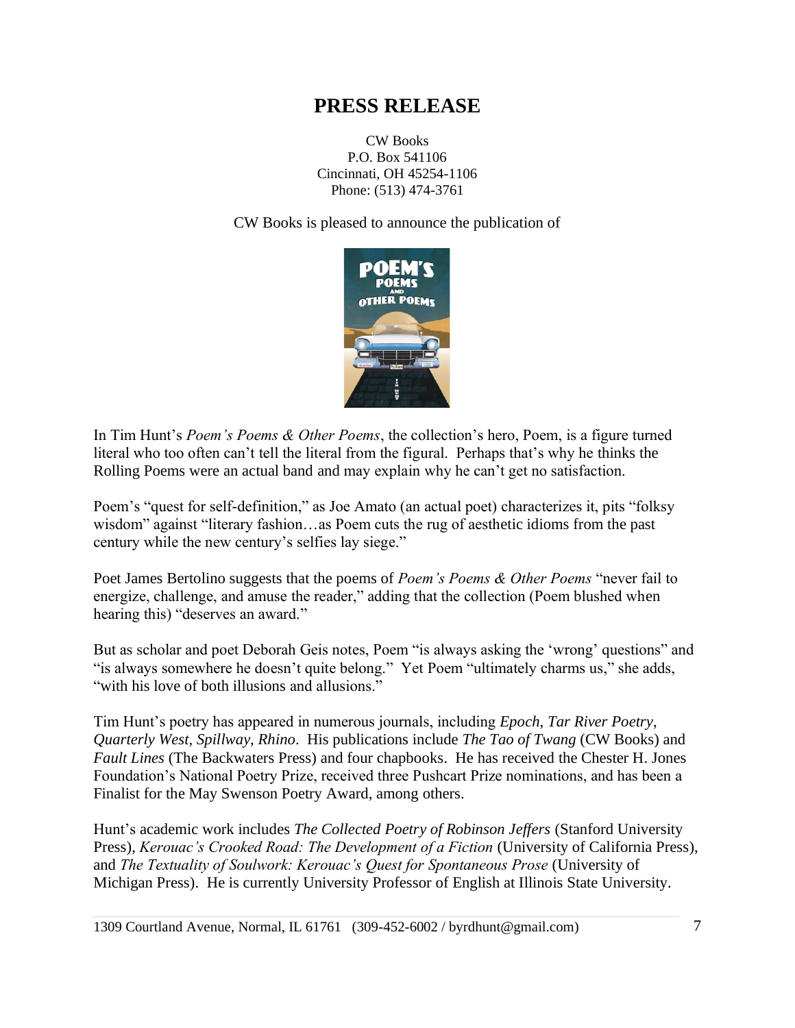# PRESS RELEASE

CW Books
P.O. Box 541106
Cincinnati, OH 45254-1106
Phone: (513) 474-3761

CW Books is pleased to announce the publication of

In Tim Hunt's *Poem's Poems & Other Poems*, the collection's hero, Poem, is a figure turned literal who too often can't tell the literal from the figural. Perhaps that's why he thinks the Rolling Poems were an actual band and may explain why he can't get no satisfaction.

Poem's "quest for self-definition," as Joe Amato (an actual poet) characterizes it, pits "folksy wisdom" against "literary fashion…as Poem cuts the rug of aesthetic idioms from the past century while the new century's selfies lay siege."

Poet James Bertolino suggests that the poems of *Poem's Poems & Other Poems* "never fail to energize, challenge, and amuse the reader," adding that the collection (Poem blushed when hearing this) "deserves an award."

But as scholar and poet Deborah Geis notes, Poem "is always asking the 'wrong' questions" and "is always somewhere he doesn't quite belong." Yet Poem "ultimately charms us," she adds, "with his love of both illusions and allusions."

Tim Hunt's poetry has appeared in numerous journals, including *Epoch*, *Tar River Poetry*, *Quarterly West*, *Spillway*, *Rhino*. His publications include *The Tao of Twang* (CW Books) and *Fault Lines* (The Backwaters Press) and four chapbooks. He has received the Chester H. Jones Foundation's National Poetry Prize, received three Pushcart Prize nominations, and has been a Finalist for the May Swenson Poetry Award, among others.

Hunt's academic work includes *The Collected Poetry of Robinson Jeffers* (Stanford University Press), *Kerouac's Crooked Road: The Development of a Fiction* (University of California Press), and *The Textuality of Soulwork: Kerouac's Quest for Spontaneous Prose* (University of Michigan Press). He is currently University Professor of English at Illinois State University.

1309 Courtland Avenue, Normal, IL 61761 (309-452-6002 / byrdhunt@gmail.com)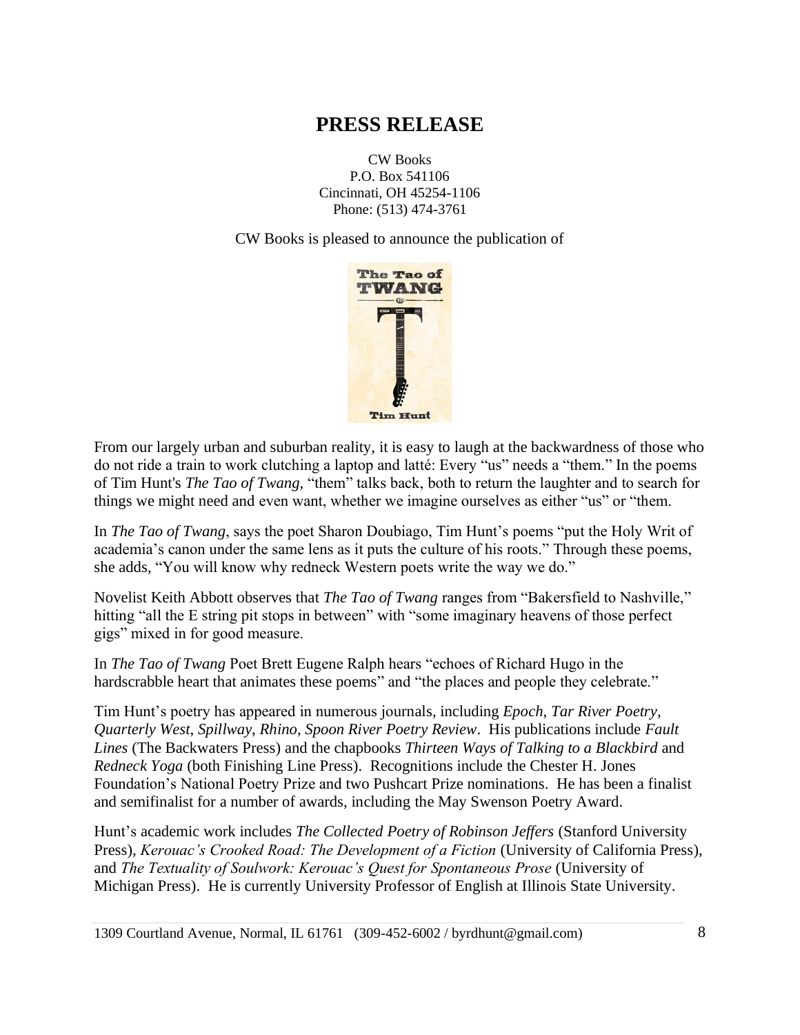# PRESS RELEASE

CW Books
P.O. Box 541106
Cincinnati, OH 45254-1106
Phone: (513) 474-3761

CW Books is pleased to announce the publication of

From our largely urban and suburban reality, it is easy to laugh at the backwardness of those who do not ride a train to work clutching a laptop and latté: Every "us" needs a "them." In the poems of Tim Hunt's *The Tao of Twang*, "them" talks back, both to return the laughter and to search for things we might need and even want, whether we imagine ourselves as either "us" or "them.

In *The Tao of Twang*, says the poet Sharon Doubiago, Tim Hunt's poems "put the Holy Writ of academia's canon under the same lens as it puts the culture of his roots." Through these poems, she adds, "You will know why redneck Western poets write the way we do."

Novelist Keith Abbott observes that *The Tao of Twang* ranges from "Bakersfield to Nashville," hitting "all the E string pit stops in between" with "some imaginary heavens of those perfect gigs" mixed in for good measure.

In *The Tao of Twang* Poet Brett Eugene Ralph hears "echoes of Richard Hugo in the hardscrabble heart that animates these poems" and "the places and people they celebrate."

Tim Hunt's poetry has appeared in numerous journals, including *Epoch*, *Tar River Poetry*, *Quarterly West*, *Spillway*, *Rhino*, *Spoon River Poetry Review*. His publications include *Fault Lines* (The Backwaters Press) and the chapbooks *Thirteen Ways of Talking to a Blackbird* and *Redneck Yoga* (both Finishing Line Press). Recognitions include the Chester H. Jones Foundation's National Poetry Prize and two Pushcart Prize nominations. He has been a finalist and semifinalist for a number of awards, including the May Swenson Poetry Award.

Hunt's academic work includes *The Collected Poetry of Robinson Jeffers* (Stanford University Press), *Kerouac's Crooked Road: The Development of a Fiction* (University of California Press), and *The Textuality of Soulwork: Kerouac's Quest for Spontaneous Prose* (University of Michigan Press). He is currently University Professor of English at Illinois State University.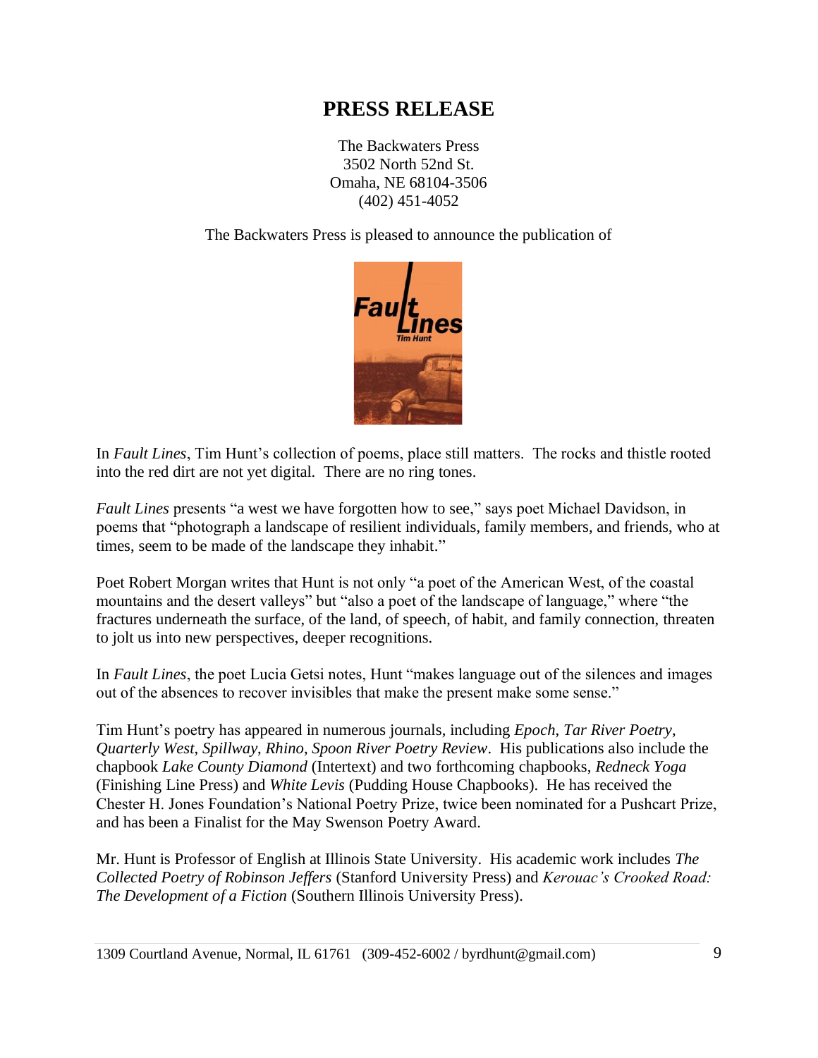# PRESS RELEASE

The Backwaters Press
3502 North 52nd St.
Omaha, NE 68104-3506
(402) 451-4052

The Backwaters Press is pleased to announce the publication of

In *Fault Lines*, Tim Hunt's collection of poems, place still matters. The rocks and thistle rooted into the red dirt are not yet digital. There are no ring tones.

*Fault Lines* presents "a west we have forgotten how to see," says poet Michael Davidson, in poems that "photograph a landscape of resilient individuals, family members, and friends, who at times, seem to be made of the landscape they inhabit."

Poet Robert Morgan writes that Hunt is not only "a poet of the American West, of the coastal mountains and the desert valleys" but "also a poet of the landscape of language," where "the fractures underneath the surface, of the land, of speech, of habit, and family connection, threaten to jolt us into new perspectives, deeper recognitions.

In *Fault Lines*, the poet Lucia Getsi notes, Hunt "makes language out of the silences and images out of the absences to recover invisibles that make the present make some sense."

Tim Hunt's poetry has appeared in numerous journals, including *Epoch*, *Tar River Poetry*, *Quarterly West*, *Spillway*, *Rhino*, *Spoon River Poetry Review*. His publications also include the chapbook *Lake County Diamond* (Intertext) and two forthcoming chapbooks, *Redneck Yoga* (Finishing Line Press) and *White Levis* (Pudding House Chapbooks). He has received the Chester H. Jones Foundation's National Poetry Prize, twice been nominated for a Pushcart Prize, and has been a Finalist for the May Swenson Poetry Award.

Mr. Hunt is Professor of English at Illinois State University. His academic work includes *The Collected Poetry of Robinson Jeffers* (Stanford University Press) and *Kerouac's Crooked Road: The Development of a Fiction* (Southern Illinois University Press).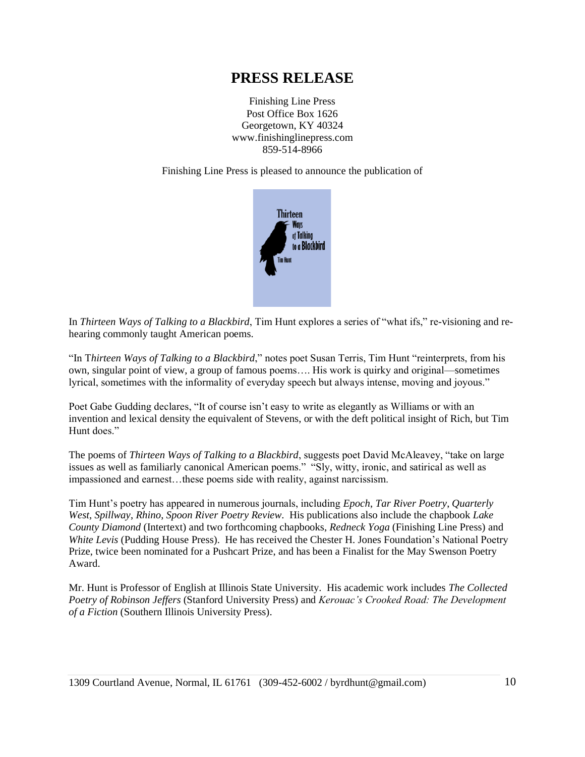# PRESS RELEASE

Finishing Line Press
Post Office Box 1626
Georgetown, KY 40324
www.finishinglinepress.com
859-514-8966

Finishing Line Press is pleased to announce the publication of

In *Thirteen Ways of Talking to a Blackbird*, Tim Hunt explores a series of "what ifs," re-visioning and re-hearing commonly taught American poems.

"In T*hirteen Ways of Talking to a Blackbird*," notes poet Susan Terris, Tim Hunt "reinterprets, from his own, singular point of view, a group of famous poems…. His work is quirky and original—sometimes lyrical, sometimes with the informality of everyday speech but always intense, moving and joyous."

Poet Gabe Gudding declares, "It of course isn't easy to write as elegantly as Williams or with an invention and lexical density the equivalent of Stevens, or with the deft political insight of Rich, but Tim Hunt does."

The poems of *Thirteen Ways of Talking to a Blackbird*, suggests poet David McAleavey, "take on large issues as well as familiarly canonical American poems." "Sly, witty, ironic, and satirical as well as impassioned and earnest…these poems side with reality, against narcissism.

Tim Hunt's poetry has appeared in numerous journals, including *Epoch*, *Tar River Poetry*, *Quarterly West*, *Spillway*, *Rhino*, *Spoon River Poetry Review*. His publications also include the chapbook *Lake County Diamond* (Intertext) and two forthcoming chapbooks, *Redneck Yoga* (Finishing Line Press) and *White Levis* (Pudding House Press). He has received the Chester H. Jones Foundation's National Poetry Prize, twice been nominated for a Pushcart Prize, and has been a Finalist for the May Swenson Poetry Award.

Mr. Hunt is Professor of English at Illinois State University. His academic work includes *The Collected Poetry of Robinson Jeffers* (Stanford University Press) and *Kerouac's Crooked Road: The Development of a Fiction* (Southern Illinois University Press).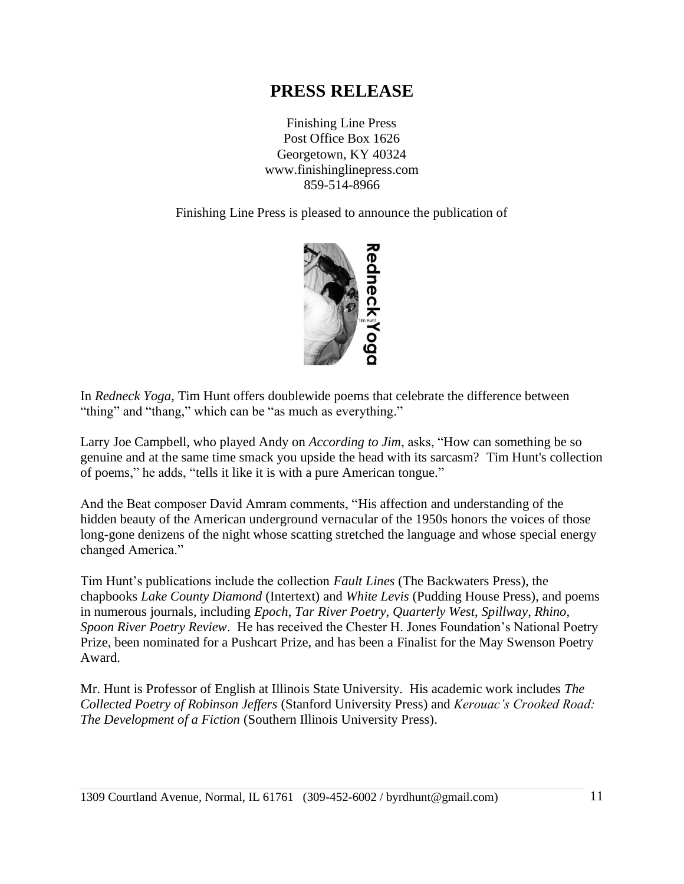# PRESS RELEASE

Finishing Line Press
Post Office Box 1626
Georgetown, KY 40324
www.finishinglinepress.com
859-514-8966

Finishing Line Press is pleased to announce the publication of

In *Redneck Yoga*, Tim Hunt offers doublewide poems that celebrate the difference between "thing" and "thang," which can be "as much as everything."

Larry Joe Campbell, who played Andy on *According to Jim*, asks, "How can something be so genuine and at the same time smack you upside the head with its sarcasm? Tim Hunt's collection of poems," he adds, "tells it like it is with a pure American tongue."

And the Beat composer David Amram comments, "His affection and understanding of the hidden beauty of the American underground vernacular of the 1950s honors the voices of those long-gone denizens of the night whose scatting stretched the language and whose special energy changed America."

Tim Hunt's publications include the collection *Fault Lines* (The Backwaters Press), the chapbooks *Lake County Diamond* (Intertext) and *White Levis* (Pudding House Press), and poems in numerous journals, including *Epoch*, *Tar River Poetry*, *Quarterly West*, *Spillway*, *Rhino*, *Spoon River Poetry Review*. He has received the Chester H. Jones Foundation's National Poetry Prize, been nominated for a Pushcart Prize, and has been a Finalist for the May Swenson Poetry Award.

Mr. Hunt is Professor of English at Illinois State University. His academic work includes *The Collected Poetry of Robinson Jeffers* (Stanford University Press) and *Kerouac's Crooked Road: The Development of a Fiction* (Southern Illinois University Press).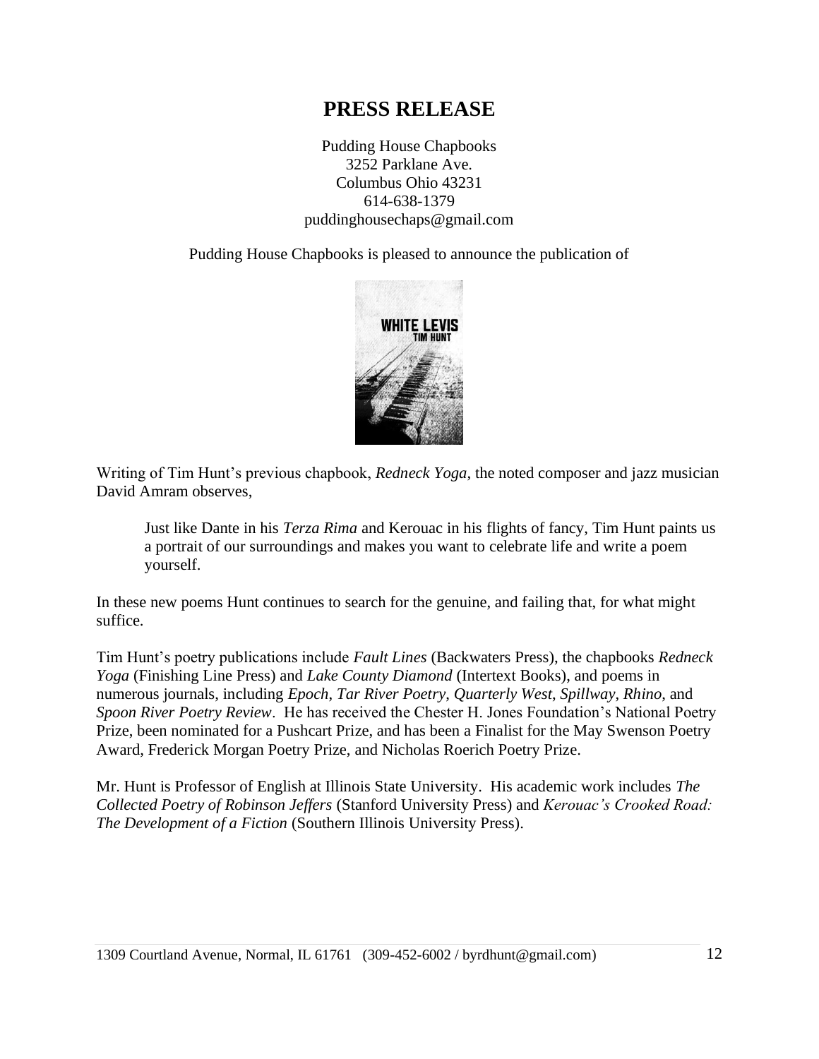# PRESS RELEASE

Pudding House Chapbooks
3252 Parklane Ave.
Columbus Ohio 43231
614-638-1379
puddinghousechaps@gmail.com

Pudding House Chapbooks is pleased to announce the publication of

WHITE LEVIS
TIM HUNT

Writing of Tim Hunt's previous chapbook, *Redneck Yoga*, the noted composer and jazz musician David Amram observes,

> Just like Dante in his *Terza Rima* and Kerouac in his flights of fancy, Tim Hunt paints us a portrait of our surroundings and makes you want to celebrate life and write a poem yourself.

In these new poems Hunt continues to search for the genuine, and failing that, for what might suffice.

Tim Hunt's poetry publications include *Fault Lines* (Backwaters Press), the chapbooks *Redneck Yoga* (Finishing Line Press) and *Lake County Diamond* (Intertext Books), and poems in numerous journals, including *Epoch*, *Tar River Poetry*, *Quarterly West*, *Spillway*, *Rhino*, and *Spoon River Poetry Review*. He has received the Chester H. Jones Foundation's National Poetry Prize, been nominated for a Pushcart Prize, and has been a Finalist for the May Swenson Poetry Award, Frederick Morgan Poetry Prize, and Nicholas Roerich Poetry Prize.

Mr. Hunt is Professor of English at Illinois State University. His academic work includes *The Collected Poetry of Robinson Jeffers* (Stanford University Press) and *Kerouac's Crooked Road: The Development of a Fiction* (Southern Illinois University Press).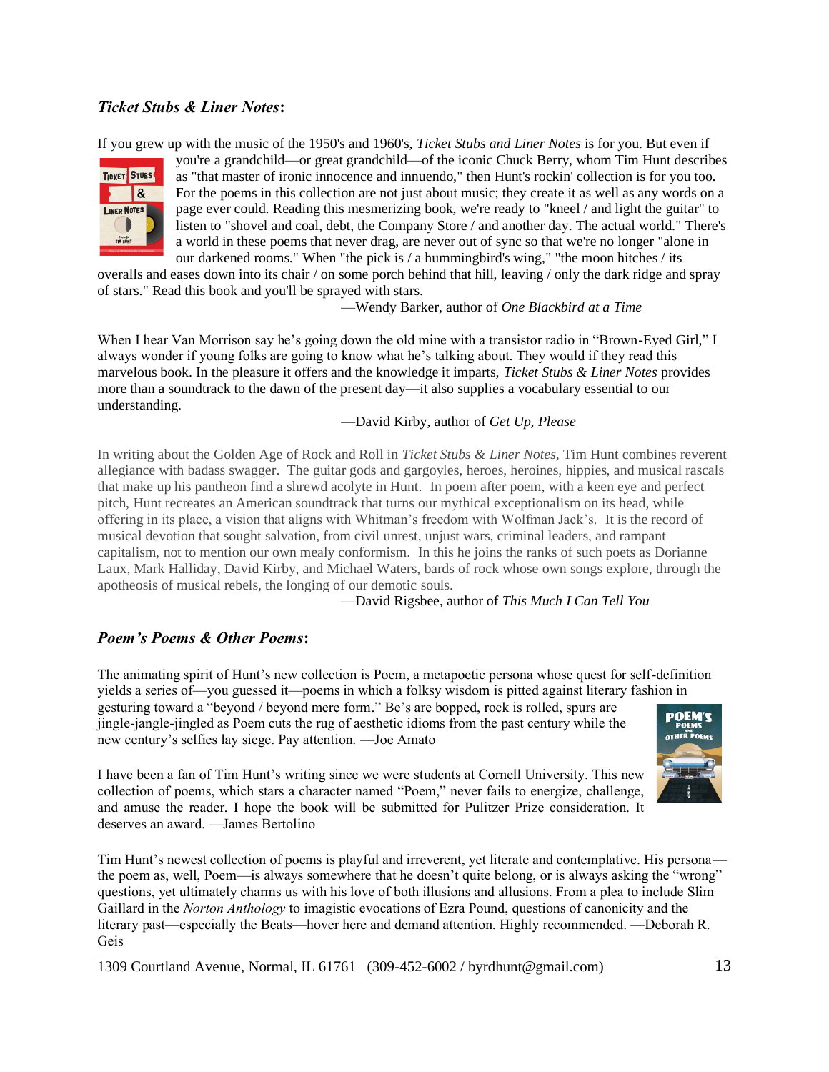### ***Ticket Stubs & Liner Notes*:**

If you grew up with the music of the 1950's and 1960's, *Ticket Stubs and Liner Notes* is for you. But even if you're a grandchild—or great grandchild—of the iconic Chuck Berry, whom Tim Hunt describes as "that master of ironic innocence and innuendo," then Hunt's rockin' collection is for you too. For the poems in this collection are not just about music; they create it as well as any words on a page ever could. Reading this mesmerizing book, we're ready to "kneel / and light the guitar" to listen to "shovel and coal, debt, the Company Store / and another day. The actual world." There's a world in these poems that never drag, are never out of sync so that we're no longer "alone in our darkened rooms." When "the pick is / a hummingbird's wing," "the moon hitches / its overalls and eases down into its chair / on some porch behind that hill, leaving / only the dark ridge and spray of stars." Read this book and you'll be sprayed with stars.

—Wendy Barker, author of *One Blackbird at a Time*

When I hear Van Morrison say he's going down the old mine with a transistor radio in "Brown-Eyed Girl," I always wonder if young folks are going to know what he's talking about. They would if they read this marvelous book. In the pleasure it offers and the knowledge it imparts, *Ticket Stubs & Liner Notes* provides more than a soundtrack to the dawn of the present day—it also supplies a vocabulary essential to our understanding.

—David Kirby, author of *Get Up, Please*

In writing about the Golden Age of Rock and Roll in *Ticket Stubs & Liner Notes*, Tim Hunt combines reverent allegiance with badass swagger. The guitar gods and gargoyles, heroes, heroines, hippies, and musical rascals that make up his pantheon find a shrewd acolyte in Hunt. In poem after poem, with a keen eye and perfect pitch, Hunt recreates an American soundtrack that turns our mythical exceptionalism on its head, while offering in its place, a vision that aligns with Whitman's freedom with Wolfman Jack's. It is the record of musical devotion that sought salvation, from civil unrest, unjust wars, criminal leaders, and rampant capitalism, not to mention our own mealy conformism. In this he joins the ranks of such poets as Dorianne Laux, Mark Halliday, David Kirby, and Michael Waters, bards of rock whose own songs explore, through the apotheosis of musical rebels, the longing of our demotic souls.

—David Rigsbee, author of *This Much I Can Tell You*

### ***Poem's Poems & Other Poems*:**

The animating spirit of Hunt's new collection is Poem, a metapoetic persona whose quest for self-definition yields a series of—you guessed it—poems in which a folksy wisdom is pitted against literary fashion in gesturing toward a "beyond / beyond mere form." Be's are bopped, rock is rolled, spurs are jingle-jangle-jingled as Poem cuts the rug of aesthetic idioms from the past century while the new century's selfies lay siege. Pay attention. —Joe Amato

I have been a fan of Tim Hunt's writing since we were students at Cornell University. This new collection of poems, which stars a character named "Poem," never fails to energize, challenge, and amuse the reader. I hope the book will be submitted for Pulitzer Prize consideration. It deserves an award. —James Bertolino

Tim Hunt's newest collection of poems is playful and irreverent, yet literate and contemplative. His persona—the poem as, well, Poem—is always somewhere that he doesn't quite belong, or is always asking the "wrong" questions, yet ultimately charms us with his love of both illusions and allusions. From a plea to include Slim Gaillard in the *Norton Anthology* to imagistic evocations of Ezra Pound, questions of canonicity and the literary past—especially the Beats—hover here and demand attention. Highly recommended. —Deborah R. Geis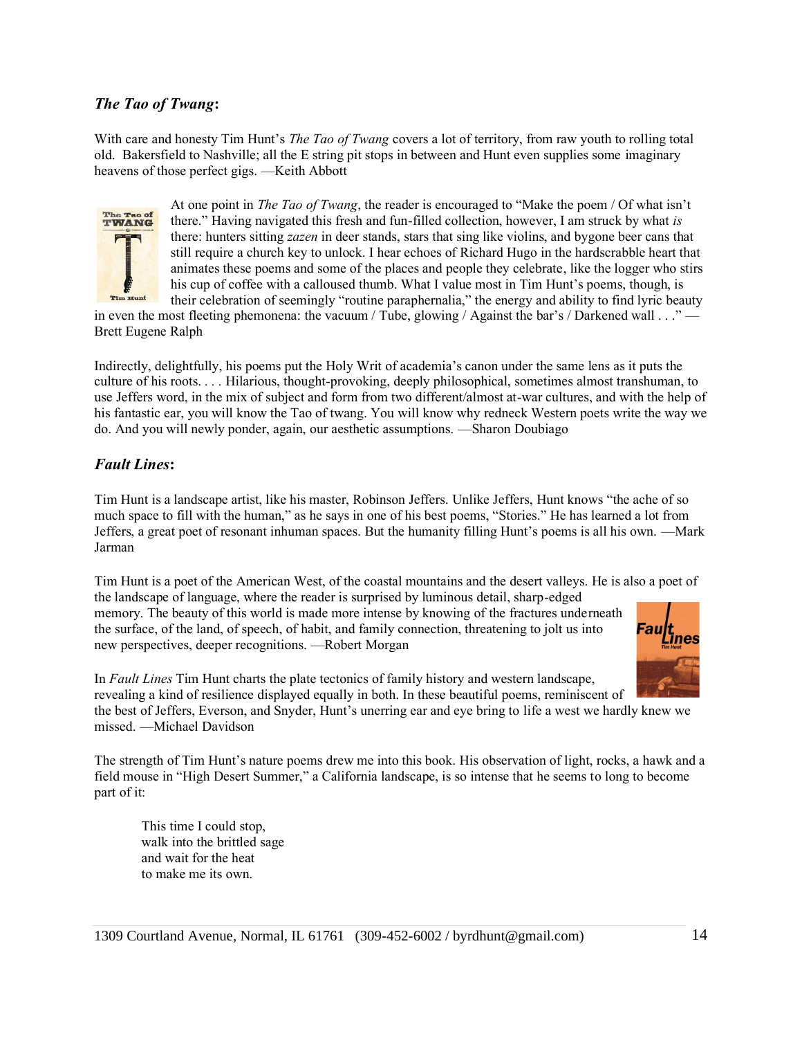### *The Tao of Twang*:

With care and honesty Tim Hunt's *The Tao of Twang* covers a lot of territory, from raw youth to rolling total old. Bakersfield to Nashville; all the E string pit stops in between and Hunt even supplies some imaginary heavens of those perfect gigs. —Keith Abbott

At one point in *The Tao of Twang*, the reader is encouraged to "Make the poem / Of what isn't there." Having navigated this fresh and fun-filled collection, however, I am struck by what *is* there: hunters sitting *zazen* in deer stands, stars that sing like violins, and bygone beer cans that still require a church key to unlock. I hear echoes of Richard Hugo in the hardscrabble heart that animates these poems and some of the places and people they celebrate, like the logger who stirs his cup of coffee with a calloused thumb. What I value most in Tim Hunt's poems, though, is their celebration of seemingly "routine paraphernalia," the energy and ability to find lyric beauty in even the most fleeting phemonena: the vacuum / Tube, glowing / Against the bar's / Darkened wall . . ." —Brett Eugene Ralph

Indirectly, delightfully, his poems put the Holy Writ of academia's canon under the same lens as it puts the culture of his roots. . . . Hilarious, thought-provoking, deeply philosophical, sometimes almost transhuman, to use Jeffers word, in the mix of subject and form from two different/almost at-war cultures, and with the help of his fantastic ear, you will know the Tao of twang. You will know why redneck Western poets write the way we do. And you will newly ponder, again, our aesthetic assumptions. —Sharon Doubiago

### *Fault Lines*:

Tim Hunt is a landscape artist, like his master, Robinson Jeffers. Unlike Jeffers, Hunt knows "the ache of so much space to fill with the human," as he says in one of his best poems, "Stories." He has learned a lot from Jeffers, a great poet of resonant inhuman spaces. But the humanity filling Hunt's poems is all his own. —Mark Jarman

Tim Hunt is a poet of the American West, of the coastal mountains and the desert valleys. He is also a poet of the landscape of language, where the reader is surprised by luminous detail, sharp-edged memory. The beauty of this world is made more intense by knowing of the fractures underneath the surface, of the land, of speech, of habit, and family connection, threatening to jolt us into new perspectives, deeper recognitions. —Robert Morgan

In *Fault Lines* Tim Hunt charts the plate tectonics of family history and western landscape, revealing a kind of resilience displayed equally in both. In these beautiful poems, reminiscent of the best of Jeffers, Everson, and Snyder, Hunt's unerring ear and eye bring to life a west we hardly knew we missed. —Michael Davidson

The strength of Tim Hunt's nature poems drew me into this book. His observation of light, rocks, a hawk and a field mouse in "High Desert Summer," a California landscape, is so intense that he seems to long to become part of it:

> This time I could stop,
> walk into the brittled sage
> and wait for the heat
> to make me its own.

1309 Courtland Avenue, Normal, IL 61761 (309-452-6002 / byrdhunt@gmail.com)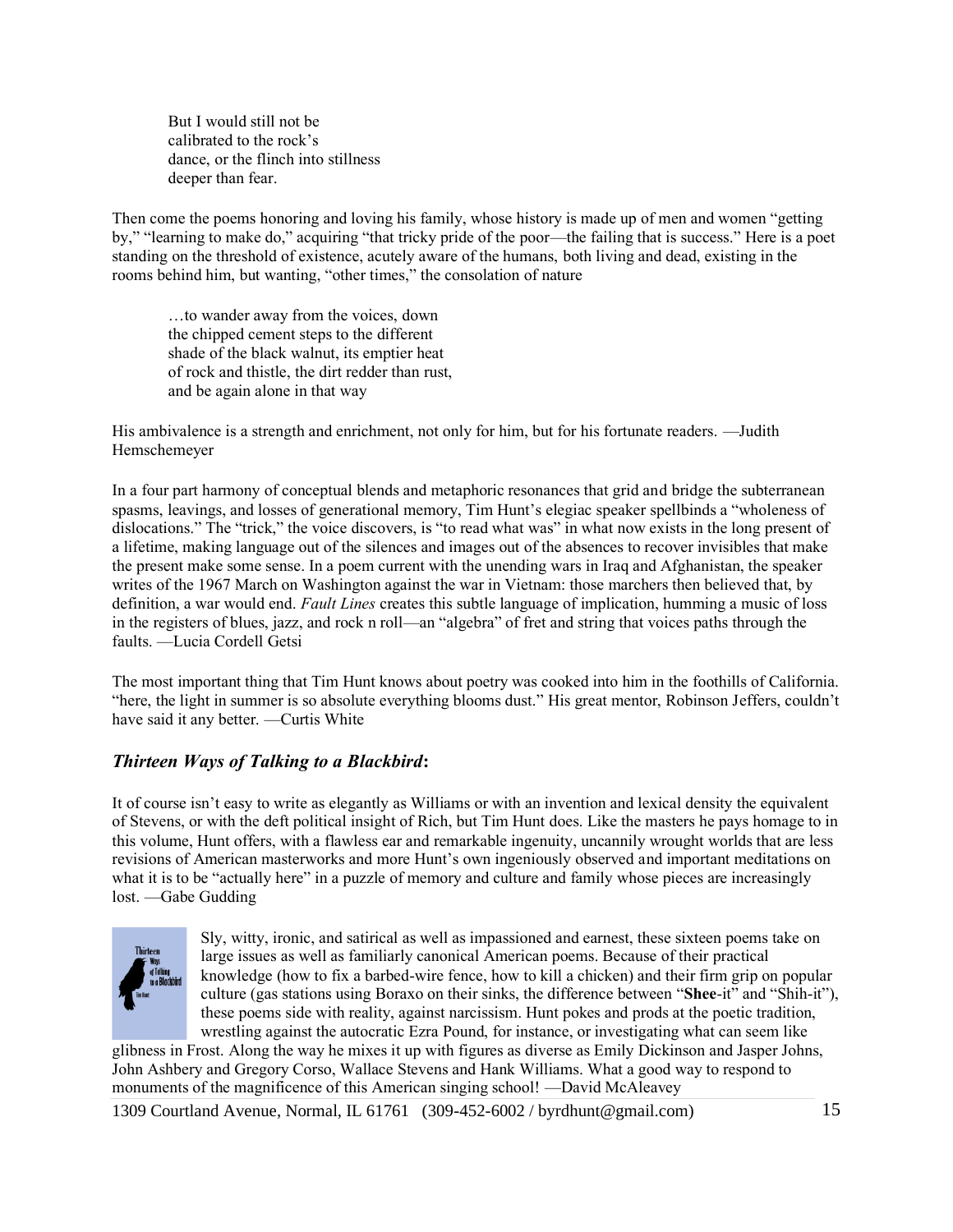> But I would still not be
> calibrated to the rock's
> dance, or the flinch into stillness
> deeper than fear.

Then come the poems honoring and loving his family, whose history is made up of men and women "getting by," "learning to make do," acquiring "that tricky pride of the poor—the failing that is success." Here is a poet standing on the threshold of existence, acutely aware of the humans, both living and dead, existing in the rooms behind him, but wanting, "other times," the consolation of nature

> …to wander away from the voices, down
> the chipped cement steps to the different
> shade of the black walnut, its emptier heat
> of rock and thistle, the dirt redder than rust,
> and be again alone in that way

His ambivalence is a strength and enrichment, not only for him, but for his fortunate readers. —Judith Hemschemeyer

In a four part harmony of conceptual blends and metaphoric resonances that grid and bridge the subterranean spasms, leavings, and losses of generational memory, Tim Hunt's elegiac speaker spellbinds a "wholeness of dislocations." The "trick," the voice discovers, is "to read what was" in what now exists in the long present of a lifetime, making language out of the silences and images out of the absences to recover invisibles that make the present make some sense. In a poem current with the unending wars in Iraq and Afghanistan, the speaker writes of the 1967 March on Washington against the war in Vietnam: those marchers then believed that, by definition, a war would end. *Fault Lines* creates this subtle language of implication, humming a music of loss in the registers of blues, jazz, and rock n roll—an "algebra" of fret and string that voices paths through the faults. —Lucia Cordell Getsi

The most important thing that Tim Hunt knows about poetry was cooked into him in the foothills of California. "here, the light in summer is so absolute everything blooms dust." His great mentor, Robinson Jeffers, couldn't have said it any better. —Curtis White

### ***Thirteen Ways of Talking to a Blackbird*:**

It of course isn't easy to write as elegantly as Williams or with an invention and lexical density the equivalent of Stevens, or with the deft political insight of Rich, but Tim Hunt does. Like the masters he pays homage to in this volume, Hunt offers, with a flawless ear and remarkable ingenuity, uncannily wrought worlds that are less revisions of American masterworks and more Hunt's own ingeniously observed and important meditations on what it is to be "actually here" in a puzzle of memory and culture and family whose pieces are increasingly lost. —Gabe Gudding

Sly, witty, ironic, and satirical as well as impassioned and earnest, these sixteen poems take on large issues as well as familiarly canonical American poems. Because of their practical knowledge (how to fix a barbed-wire fence, how to kill a chicken) and their firm grip on popular culture (gas stations using Boraxo on their sinks, the difference between "**Shee**-it" and "Shih-it"), these poems side with reality, against narcissism. Hunt pokes and prods at the poetic tradition, wrestling against the autocratic Ezra Pound, for instance, or investigating what can seem like glibness in Frost. Along the way he mixes it up with figures as diverse as Emily Dickinson and Jasper Johns, John Ashbery and Gregory Corso, Wallace Stevens and Hank Williams. What a good way to respond to monuments of the magnificence of this American singing school! —David McAleavey

1309 Courtland Avenue, Normal, IL 61761 (309-452-6002 / byrdhunt@gmail.com)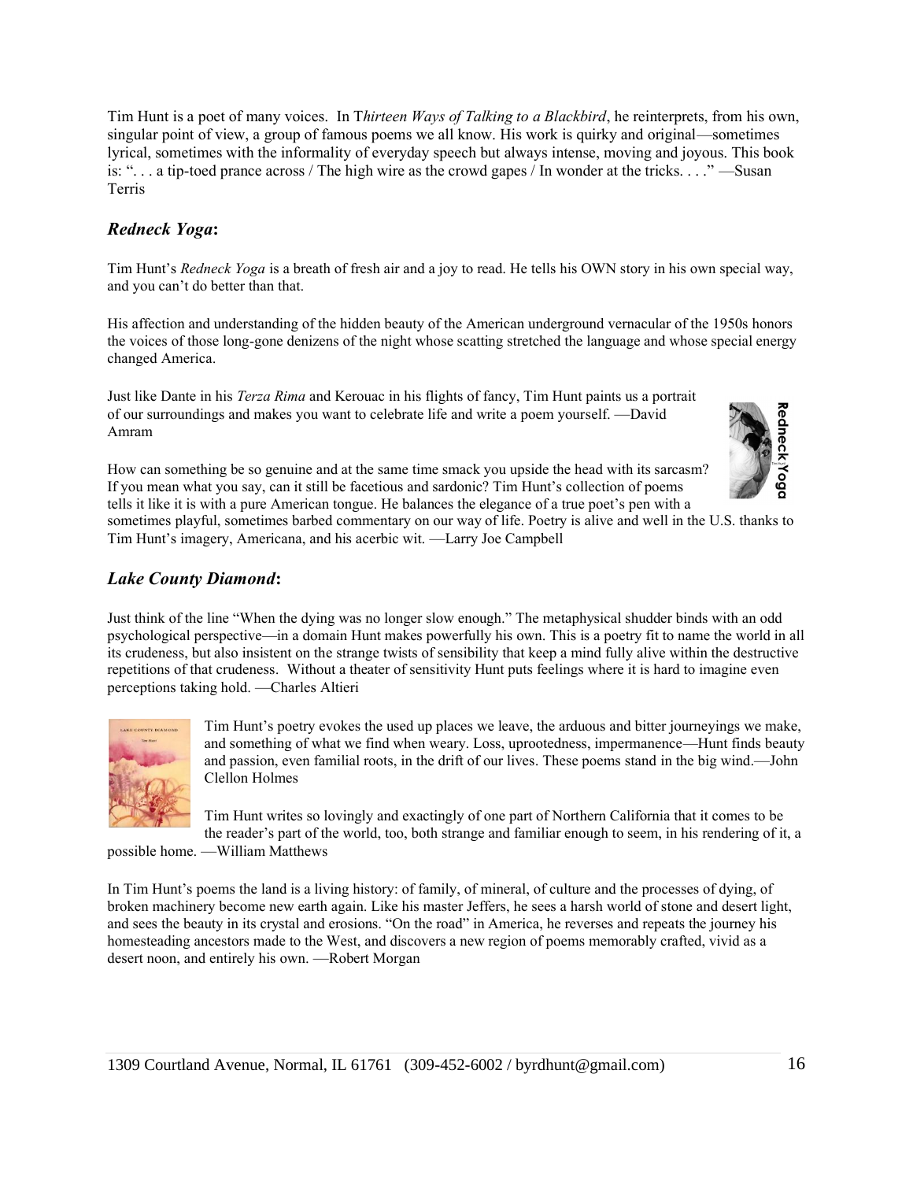Tim Hunt is a poet of many voices. In T*hirteen Ways of Talking to a Blackbird*, he reinterprets, from his own, singular point of view, a group of famous poems we all know. His work is quirky and original—sometimes lyrical, sometimes with the informality of everyday speech but always intense, moving and joyous. This book is: ". . . a tip-toed prance across / The high wire as the crowd gapes / In wonder at the tricks. . . ." —Susan Terris

### ***Redneck Yoga*:**

Tim Hunt's *Redneck Yoga* is a breath of fresh air and a joy to read. He tells his OWN story in his own special way, and you can't do better than that.

His affection and understanding of the hidden beauty of the American underground vernacular of the 1950s honors the voices of those long-gone denizens of the night whose scatting stretched the language and whose special energy changed America.

Just like Dante in his *Terza Rima* and Kerouac in his flights of fancy, Tim Hunt paints us a portrait of our surroundings and makes you want to celebrate life and write a poem yourself. —David Amram

How can something be so genuine and at the same time smack you upside the head with its sarcasm? If you mean what you say, can it still be facetious and sardonic? Tim Hunt's collection of poems tells it like it is with a pure American tongue. He balances the elegance of a true poet's pen with a sometimes playful, sometimes barbed commentary on our way of life. Poetry is alive and well in the U.S. thanks to Tim Hunt's imagery, Americana, and his acerbic wit. —Larry Joe Campbell

### ***Lake County Diamond*:**

Just think of the line "When the dying was no longer slow enough." The metaphysical shudder binds with an odd psychological perspective—in a domain Hunt makes powerfully his own. This is a poetry fit to name the world in all its crudeness, but also insistent on the strange twists of sensibility that keep a mind fully alive within the destructive repetitions of that crudeness. Without a theater of sensitivity Hunt puts feelings where it is hard to imagine even perceptions taking hold. —Charles Altieri

Tim Hunt's poetry evokes the used up places we leave, the arduous and bitter journeyings we make, and something of what we find when weary. Loss, uprootedness, impermanence—Hunt finds beauty and passion, even familial roots, in the drift of our lives. These poems stand in the big wind.—John Clellon Holmes

Tim Hunt writes so lovingly and exactingly of one part of Northern California that it comes to be the reader's part of the world, too, both strange and familiar enough to seem, in his rendering of it, a possible home. —William Matthews

In Tim Hunt's poems the land is a living history: of family, of mineral, of culture and the processes of dying, of broken machinery become new earth again. Like his master Jeffers, he sees a harsh world of stone and desert light, and sees the beauty in its crystal and erosions. "On the road" in America, he reverses and repeats the journey his homesteading ancestors made to the West, and discovers a new region of poems memorably crafted, vivid as a desert noon, and entirely his own. —Robert Morgan